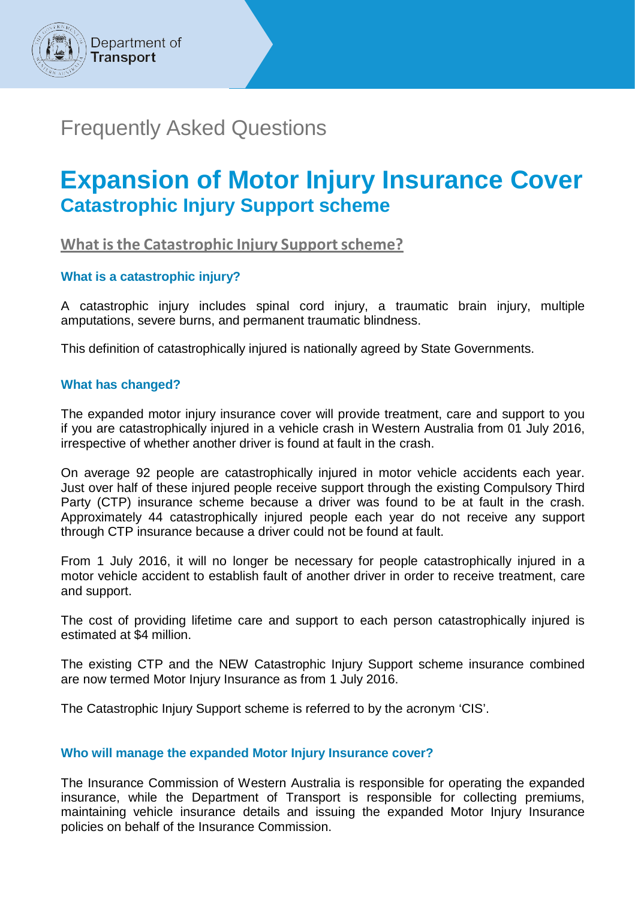Department of **Transport**

Frequently Asked Questions

# Expansion of Motor Injury Insurance Cover

## Catastrophic Injury Support scheme

## What is the Catastrophic Injury Support scheme?

### What is a catastrophic injury?

A catastrophic injury includes spinal cord injury, a traumatic brain injury, multiple amputations, severe burns, and permanent traumatic blindness.

This definition of catastrophically injured is nationally agreed by State Governments.

### What has changed?

The expanded motor injury insurance cover will provide treatment, care and support to you if you are catastrophically injured in a vehicle crash in Western Australia from 01 July 2016, irrespective of whether another driver is found at fault in the crash.

On average 92 people are catastrophically injured in motor vehicle accidents each year. Just over half of these injured people receive support through the existing Compulsory Third Party (CTP) insurance scheme because a driver was found to be at fault in the crash. Approximately 44 catastrophically injured people each year do not receive any support through CTP insurance because a driver could not be found at fault.

From 1 July 2016, it will no longer be necessary for people catastrophically injured in a motor vehicle accident to establish fault of another driver in order to receive treatment, care and support.

The cost of providing lifetime care and support to each person catastrophically injured is estimated at $4 million.

The existing CTP and the NEW Catastrophic Injury Support scheme insurance combined are now termed Motor Injury Insurance as from 1 July 2016.

The Catastrophic Injury Support scheme is referred to by the acronym 'CIS'.

### Who will manage the expanded Motor Injury Insurance cover?

The Insurance Commission of Western Australia is responsible for operating the expanded insurance, while the Department of Transport is responsible for collecting premiums, maintaining vehicle insurance details and issuing the expanded Motor Injury Insurance policies on behalf of the Insurance Commission.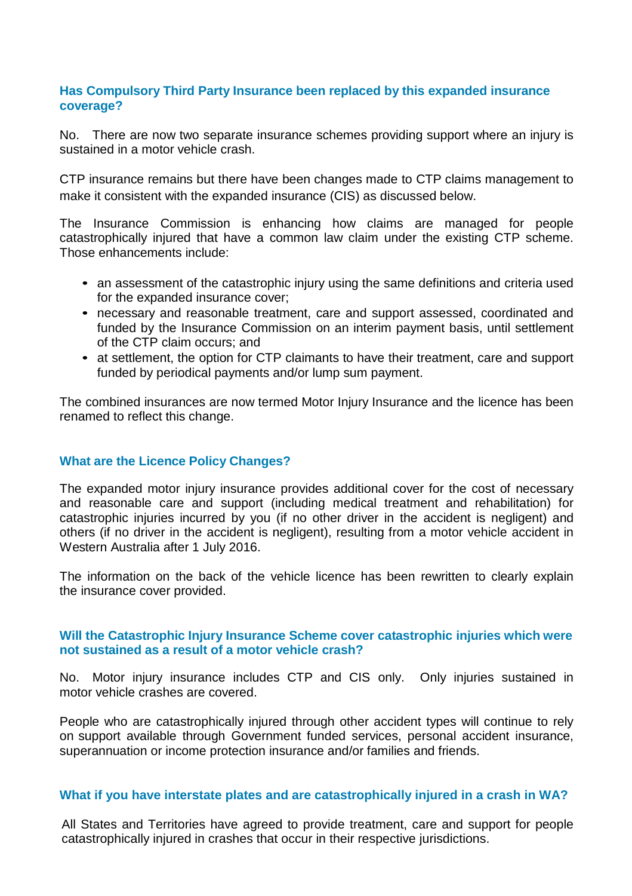### Has Compulsory Third Party Insurance been replaced by this expanded insurance coverage?

No. There are now two separate insurance schemes providing support where an injury is sustained in a motor vehicle crash.

CTP insurance remains but there have been changes made to CTP claims management to make it consistent with the expanded insurance (CIS) as discussed below.

The Insurance Commission is enhancing how claims are managed for people catastrophically injured that have a common law claim under the existing CTP scheme. Those enhancements include:

- an assessment of the catastrophic injury using the same definitions and criteria used for the expanded insurance cover;
- necessary and reasonable treatment, care and support assessed, coordinated and funded by the Insurance Commission on an interim payment basis, until settlement of the CTP claim occurs; and
- at settlement, the option for CTP claimants to have their treatment, care and support funded by periodical payments and/or lump sum payment.

The combined insurances are now termed Motor Injury Insurance and the licence has been renamed to reflect this change.

### What are the Licence Policy Changes?

The expanded motor injury insurance provides additional cover for the cost of necessary and reasonable care and support (including medical treatment and rehabilitation) for catastrophic injuries incurred by you (if no other driver in the accident is negligent) and others (if no driver in the accident is negligent), resulting from a motor vehicle accident in Western Australia after 1 July 2016.

The information on the back of the vehicle licence has been rewritten to clearly explain the insurance cover provided.

### Will the Catastrophic Injury Insurance Scheme cover catastrophic injuries which were not sustained as a result of a motor vehicle crash?

No. Motor injury insurance includes CTP and CIS only. Only injuries sustained in motor vehicle crashes are covered.

People who are catastrophically injured through other accident types will continue to rely on support available through Government funded services, personal accident insurance, superannuation or income protection insurance and/or families and friends.

### What if you have interstate plates and are catastrophically injured in a crash in WA?

All States and Territories have agreed to provide treatment, care and support for people catastrophically injured in crashes that occur in their respective jurisdictions.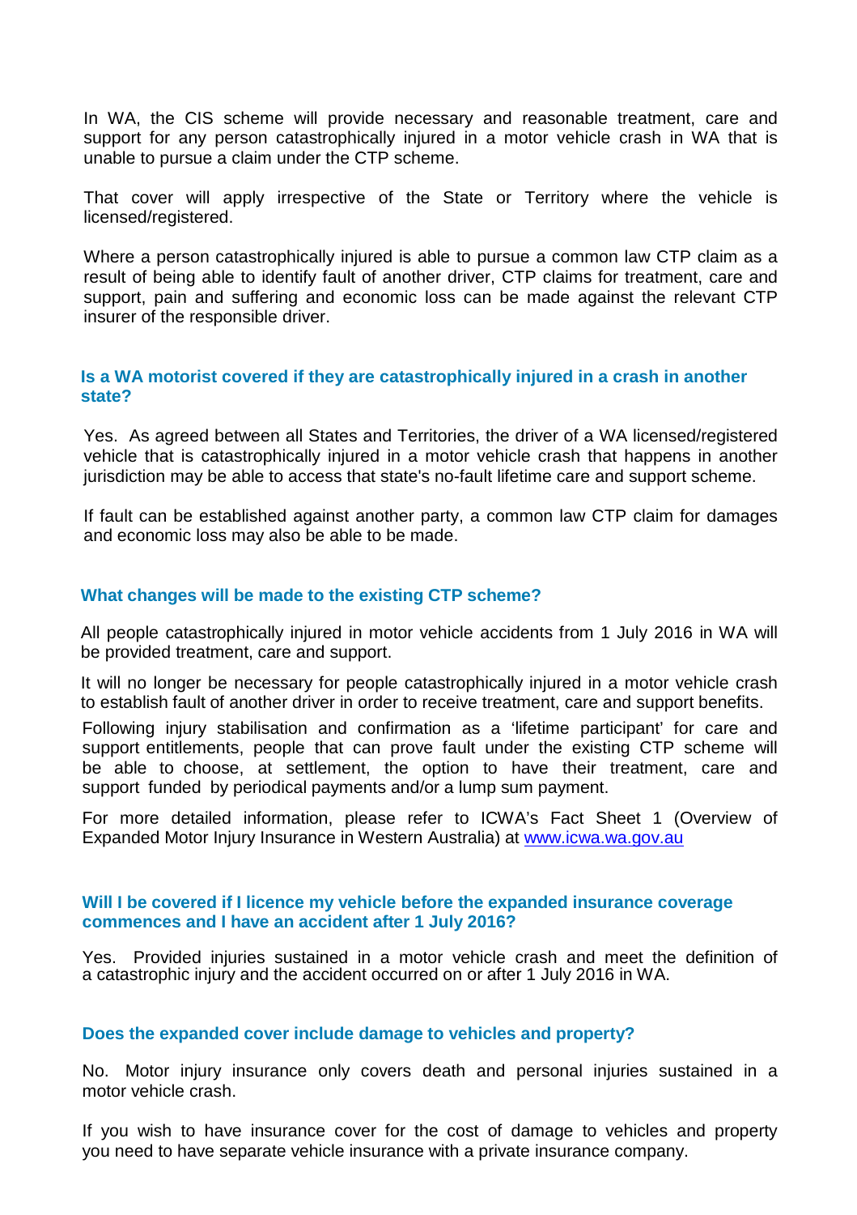In WA, the CIS scheme will provide necessary and reasonable treatment, care and support for any person catastrophically injured in a motor vehicle crash in WA that is unable to pursue a claim under the CTP scheme.

That cover will apply irrespective of the State or Territory where the vehicle is licensed/registered.

Where a person catastrophically injured is able to pursue a common law CTP claim as a result of being able to identify fault of another driver, CTP claims for treatment, care and support, pain and suffering and economic loss can be made against the relevant CTP insurer of the responsible driver.

### Is a WA motorist covered if they are catastrophically injured in a crash in another state?

Yes. As agreed between all States and Territories, the driver of a WA licensed/registered vehicle that is catastrophically injured in a motor vehicle crash that happens in another jurisdiction may be able to access that state's no-fault lifetime care and support scheme.

If fault can be established against another party, a common law CTP claim for damages and economic loss may also be able to be made.

### What changes will be made to the existing CTP scheme?

All people catastrophically injured in motor vehicle accidents from 1 July 2016 in WA will be provided treatment, care and support.

It will no longer be necessary for people catastrophically injured in a motor vehicle crash to establish fault of another driver in order to receive treatment, care and support benefits.

Following injury stabilisation and confirmation as a 'lifetime participant' for care and support entitlements, people that can prove fault under the existing CTP scheme will be able to choose, at settlement, the option to have their treatment, care and support funded by periodical payments and/or a lump sum payment.

For more detailed information, please refer to ICWA's Fact Sheet 1 (Overview of Expanded Motor Injury Insurance in Western Australia) at [www.icwa.wa.gov.au](http://www.icwa.wa.gov.au)

### Will I be covered if I licence my vehicle before the expanded insurance coverage commences and I have an accident after 1 July 2016?

Yes. Provided injuries sustained in a motor vehicle crash and meet the definition of a catastrophic injury and the accident occurred on or after 1 July 2016 in WA.

### Does the expanded cover include damage to vehicles and property?

No. Motor injury insurance only covers death and personal injuries sustained in a motor vehicle crash.

If you wish to have insurance cover for the cost of damage to vehicles and property you need to have separate vehicle insurance with a private insurance company.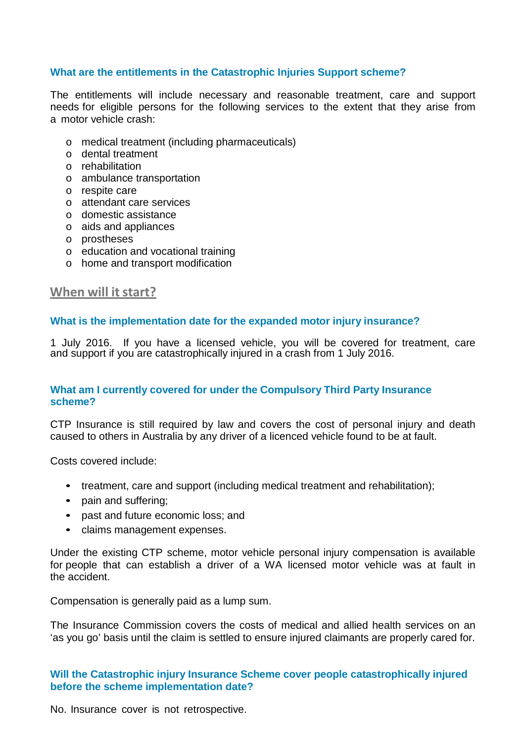### What are the entitlements in the Catastrophic Injuries Support scheme?

The entitlements will include necessary and reasonable treatment, care and support needs for eligible persons for the following services to the extent that they arise from a motor vehicle crash:

- medical treatment (including pharmaceuticals)
- dental treatment
- rehabilitation
- ambulance transportation
- respite care
- attendant care services
- domestic assistance
- aids and appliances
- prostheses
- education and vocational training
- home and transport modification

## When will it start?

### What is the implementation date for the expanded motor injury insurance?

1 July 2016. If you have a licensed vehicle, you will be covered for treatment, care and support if you are catastrophically injured in a crash from 1 July 2016.

### What am I currently covered for under the Compulsory Third Party Insurance scheme?

CTP Insurance is still required by law and covers the cost of personal injury and death caused to others in Australia by any driver of a licenced vehicle found to be at fault.

Costs covered include:

- treatment, care and support (including medical treatment and rehabilitation);
- pain and suffering;
- past and future economic loss; and
- claims management expenses.

Under the existing CTP scheme, motor vehicle personal injury compensation is available for people that can establish a driver of a WA licensed motor vehicle was at fault in the accident.

Compensation is generally paid as a lump sum.

The Insurance Commission covers the costs of medical and allied health services on an 'as you go' basis until the claim is settled to ensure injured claimants are properly cared for.

### Will the Catastrophic injury Insurance Scheme cover people catastrophically injured before the scheme implementation date?

No. Insurance cover is not retrospective.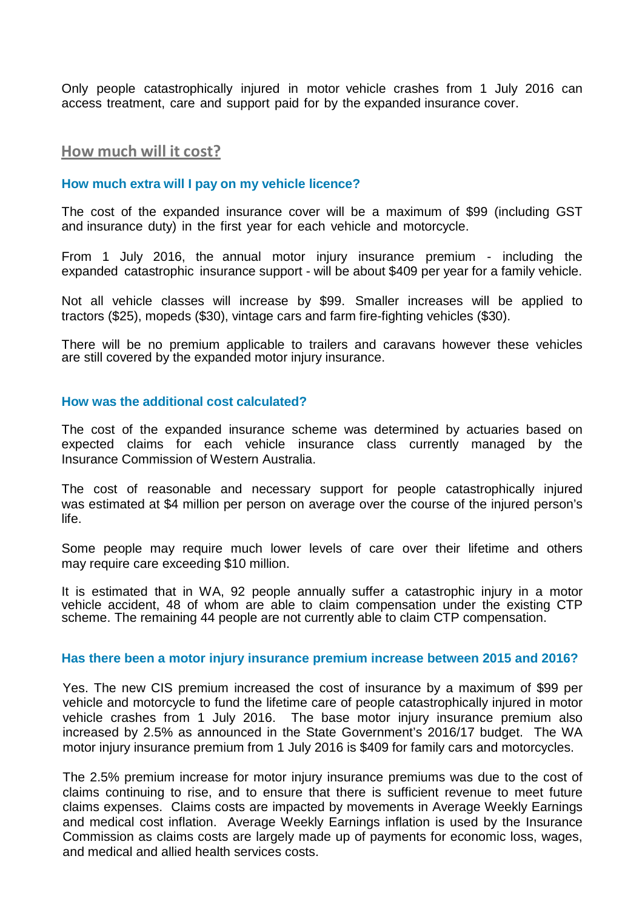Only people catastrophically injured in motor vehicle crashes from 1 July 2016 can access treatment, care and support paid for by the expanded insurance cover.

## How much will it cost?

### How much extra will I pay on my vehicle licence?

The cost of the expanded insurance cover will be a maximum of $99 (including GST and insurance duty) in the first year for each vehicle and motorcycle.

From 1 July 2016, the annual motor injury insurance premium - including the expanded catastrophic insurance support - will be about $409 per year for a family vehicle.

Not all vehicle classes will increase by $99. Smaller increases will be applied to tractors ($25), mopeds ($30), vintage cars and farm fire-fighting vehicles ($30).

There will be no premium applicable to trailers and caravans however these vehicles are still covered by the expanded motor injury insurance.

### How was the additional cost calculated?

The cost of the expanded insurance scheme was determined by actuaries based on expected claims for each vehicle insurance class currently managed by the Insurance Commission of Western Australia.

The cost of reasonable and necessary support for people catastrophically injured was estimated at $4 million per person on average over the course of the injured person's life.

Some people may require much lower levels of care over their lifetime and others may require care exceeding $10 million.

It is estimated that in WA, 92 people annually suffer a catastrophic injury in a motor vehicle accident, 48 of whom are able to claim compensation under the existing CTP scheme. The remaining 44 people are not currently able to claim CTP compensation.

### Has there been a motor injury insurance premium increase between 2015 and 2016?

Yes. The new CIS premium increased the cost of insurance by a maximum of $99 per vehicle and motorcycle to fund the lifetime care of people catastrophically injured in motor vehicle crashes from 1 July 2016. The base motor injury insurance premium also increased by 2.5% as announced in the State Government's 2016/17 budget. The WA motor injury insurance premium from 1 July 2016 is $409 for family cars and motorcycles.

The 2.5% premium increase for motor injury insurance premiums was due to the cost of claims continuing to rise, and to ensure that there is sufficient revenue to meet future claims expenses. Claims costs are impacted by movements in Average Weekly Earnings and medical cost inflation. Average Weekly Earnings inflation is used by the Insurance Commission as claims costs are largely made up of payments for economic loss, wages, and medical and allied health services costs.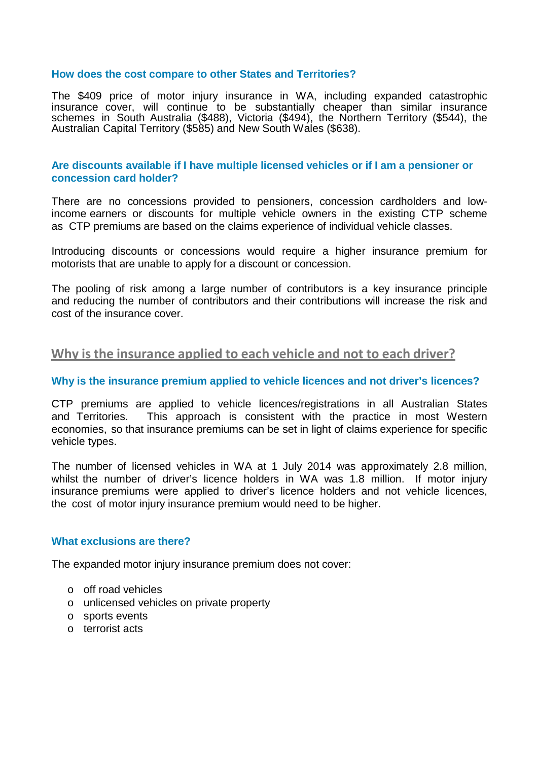### How does the cost compare to other States and Territories?

The $409 price of motor injury insurance in WA, including expanded catastrophic insurance cover, will continue to be substantially cheaper than similar insurance schemes in South Australia ($488), Victoria ($494), the Northern Territory ($544), the Australian Capital Territory ($585) and New South Wales ($638).

### Are discounts available if I have multiple licensed vehicles or if I am a pensioner or concession card holder?

There are no concessions provided to pensioners, concession cardholders and low-income earners or discounts for multiple vehicle owners in the existing CTP scheme as CTP premiums are based on the claims experience of individual vehicle classes.

Introducing discounts or concessions would require a higher insurance premium for motorists that are unable to apply for a discount or concession.

The pooling of risk among a large number of contributors is a key insurance principle and reducing the number of contributors and their contributions will increase the risk and cost of the insurance cover.

## Why is the insurance applied to each vehicle and not to each driver?

### Why is the insurance premium applied to vehicle licences and not driver's licences?

CTP premiums are applied to vehicle licences/registrations in all Australian States and Territories. This approach is consistent with the practice in most Western economies, so that insurance premiums can be set in light of claims experience for specific vehicle types.

The number of licensed vehicles in WA at 1 July 2014 was approximately 2.8 million, whilst the number of driver's licence holders in WA was 1.8 million. If motor injury insurance premiums were applied to driver's licence holders and not vehicle licences, the cost of motor injury insurance premium would need to be higher.

### What exclusions are there?

The expanded motor injury insurance premium does not cover:

- off road vehicles
- unlicensed vehicles on private property
- sports events
- terrorist acts